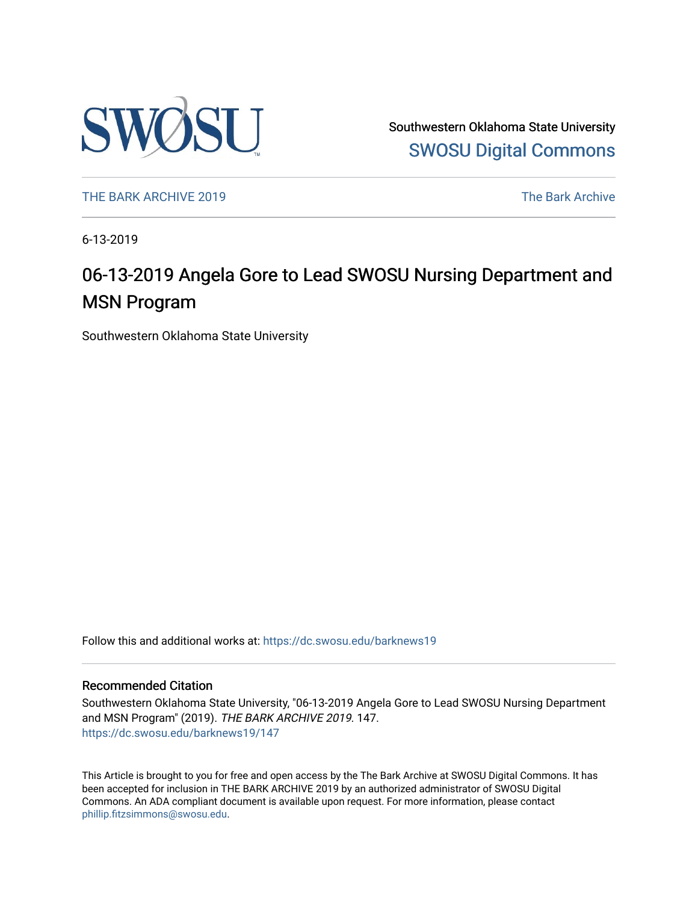Southwestern Oklahoma State University

SWOSU Digital Commons

THE BARK ARCHIVE 2019 The Bark Archive

6-13-2019

# 06-13-2019 Angela Gore to Lead SWOSU Nursing Department and MSN Program

Southwestern Oklahoma State University

Follow this and additional works at: https://dc.swosu.edu/barknews19

## Recommended Citation

Southwestern Oklahoma State University, "06-13-2019 Angela Gore to Lead SWOSU Nursing Department and MSN Program" (2019). *THE BARK ARCHIVE 2019*. 147.
https://dc.swosu.edu/barknews19/147

This Article is brought to you for free and open access by the The Bark Archive at SWOSU Digital Commons. It has been accepted for inclusion in THE BARK ARCHIVE 2019 by an authorized administrator of SWOSU Digital Commons. An ADA compliant document is available upon request. For more information, please contact phillip.fitzsimmons@swosu.edu.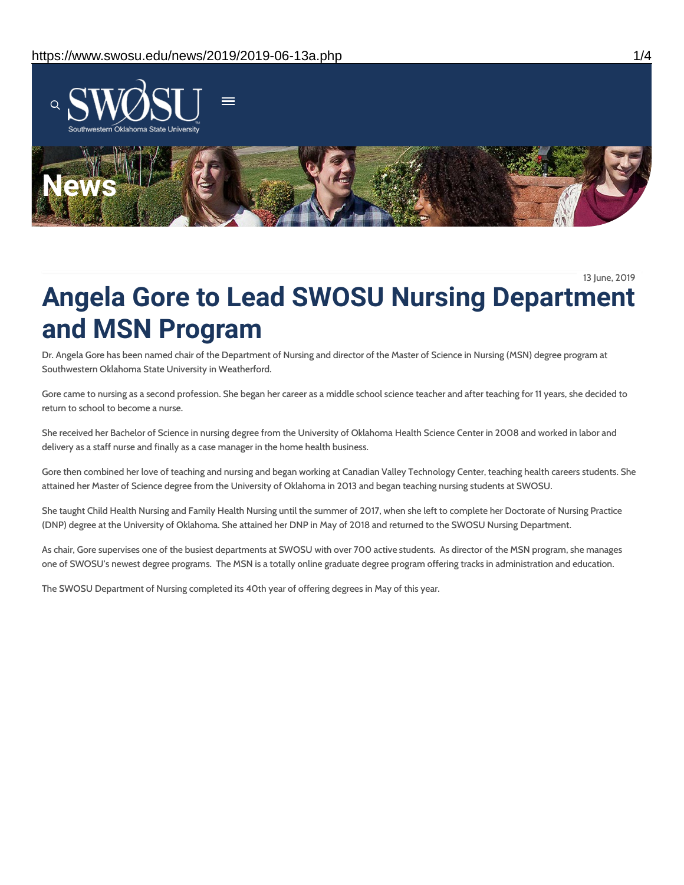News

13 June, 2019

# Angela Gore to Lead SWOSU Nursing Department and MSN Program

Dr. Angela Gore has been named chair of the Department of Nursing and director of the Master of Science in Nursing (MSN) degree program at Southwestern Oklahoma State University in Weatherford.

Gore came to nursing as a second profession. She began her career as a middle school science teacher and after teaching for 11 years, she decided to return to school to become a nurse.

She received her Bachelor of Science in nursing degree from the University of Oklahoma Health Science Center in 2008 and worked in labor and delivery as a staff nurse and finally as a case manager in the home health business.

Gore then combined her love of teaching and nursing and began working at Canadian Valley Technology Center, teaching health careers students. She attained her Master of Science degree from the University of Oklahoma in 2013 and began teaching nursing students at SWOSU.

She taught Child Health Nursing and Family Health Nursing until the summer of 2017, when she left to complete her Doctorate of Nursing Practice (DNP) degree at the University of Oklahoma. She attained her DNP in May of 2018 and returned to the SWOSU Nursing Department.

As chair, Gore supervises one of the busiest departments at SWOSU with over 700 active students. As director of the MSN program, she manages one of SWOSU's newest degree programs. The MSN is a totally online graduate degree program offering tracks in administration and education.

The SWOSU Department of Nursing completed its 40th year of offering degrees in May of this year.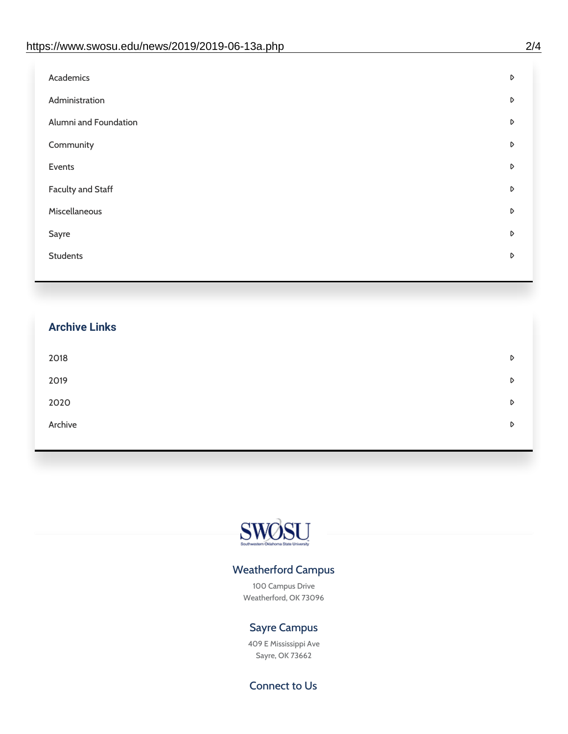- Academics
- Administration
- Alumni and Foundation
- Community
- Events
- Faculty and Staff
- Miscellaneous
- Sayre
- Students

## Archive Links

- 2018
- 2019
- 2020
- Archive

SWOSU
Southwestern Oklahoma State University

### Weatherford Campus

100 Campus Drive
Weatherford, OK 73096

### Sayre Campus

409 E Mississippi Ave
Sayre, OK 73662

### Connect to Us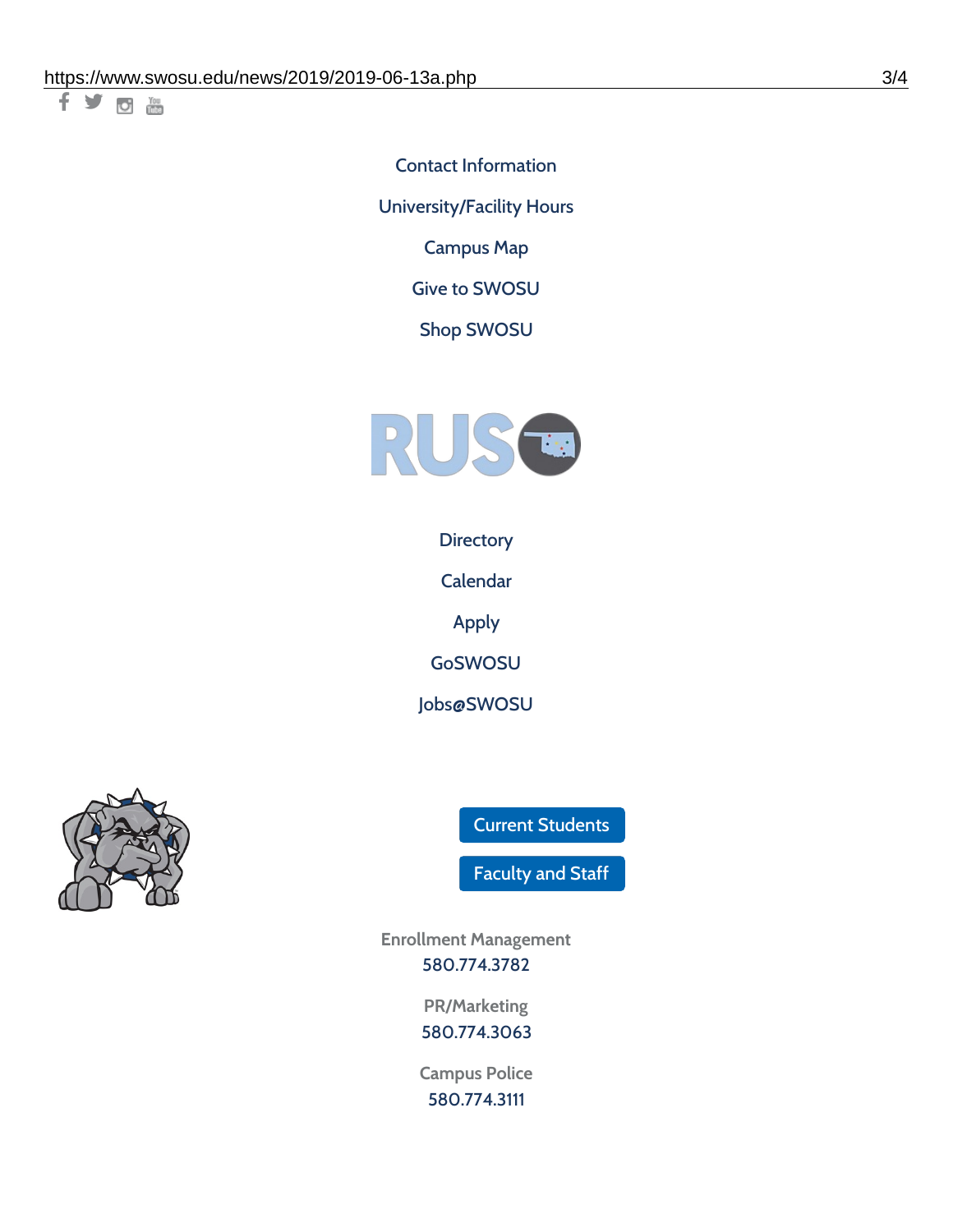Contact Information

University/Facility Hours

Campus Map

Give to SWOSU

Shop SWOSU

Directory

Calendar

Apply

GoSWOSU

Jobs@SWOSU

Current Students

Faculty and Staff

Enrollment Management
580.774.3782

PR/Marketing
580.774.3063

Campus Police
580.774.3111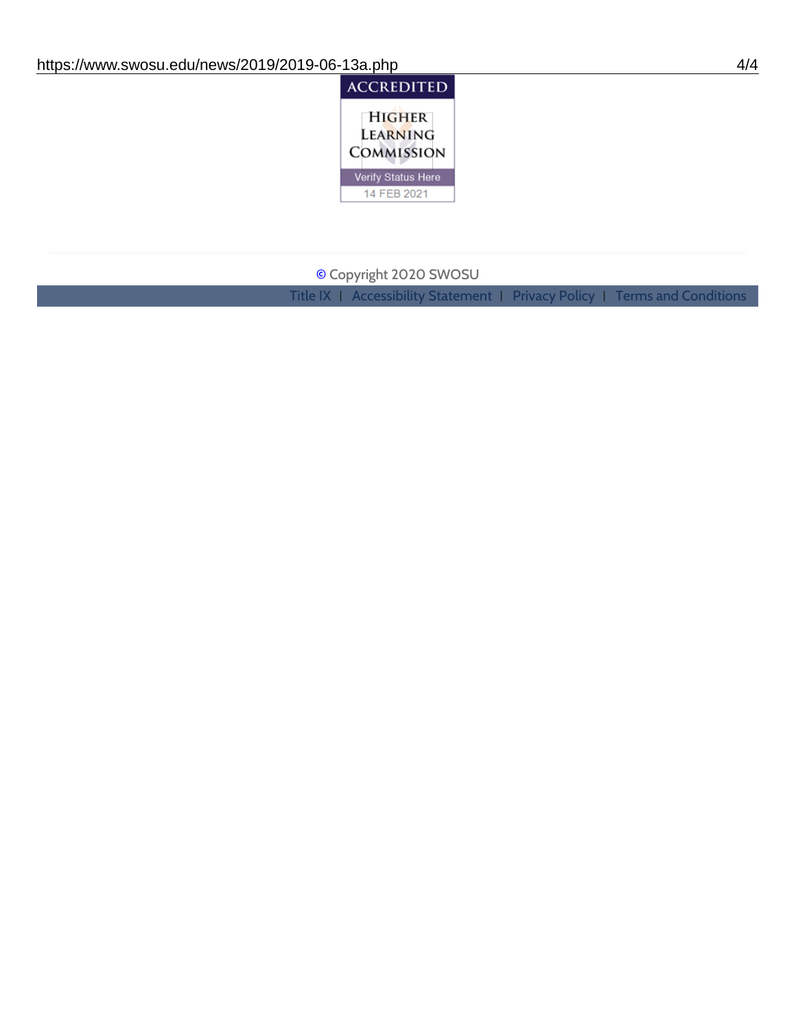ACCREDITED

HIGHER LEARNING COMMISSION

Verify Status Here

14 FEB 2021

© Copyright 2020 SWOSU

Title IX | Accessibility Statement | Privacy Policy | Terms and Conditions